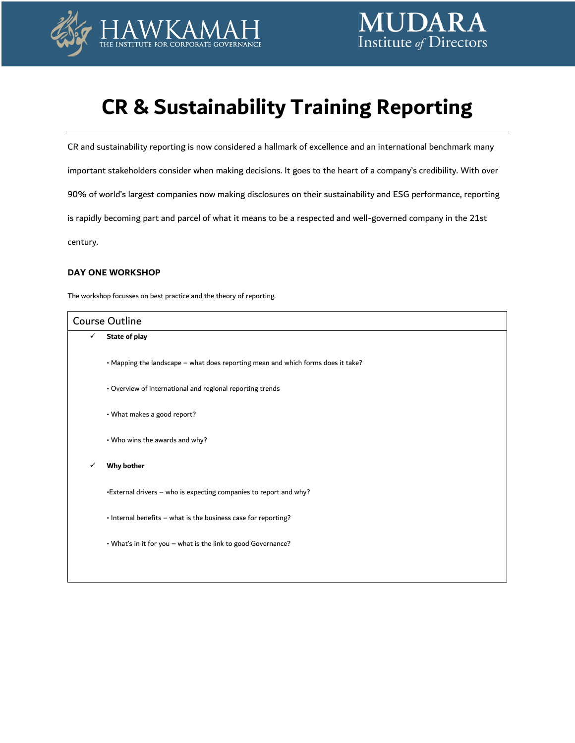HAWKAMAH
THE INSTITUTE FOR CORPORATE GOVERNANCE

MUDARA
Institute of Directors

# CR & Sustainability Training Reporting

CR and sustainability reporting is now considered a hallmark of excellence and an international benchmark many important stakeholders consider when making decisions. It goes to the heart of a company's credibility. With over 90% of world's largest companies now making disclosures on their sustainability and ESG performance, reporting is rapidly becoming part and parcel of what it means to be a respected and well-governed company in the 21st century.

### DAY ONE WORKSHOP

The workshop focusses on best practice and the theory of reporting.

## Course Outline

- ✓ **State of play**
  - Mapping the landscape – what does reporting mean and which forms does it take?
  - Overview of international and regional reporting trends
  - What makes a good report?
  - Who wins the awards and why?
- ✓ **Why bother**
  - External drivers – who is expecting companies to report and why?
  - Internal benefits – what is the business case for reporting?
  - What's in it for you – what is the link to good Governance?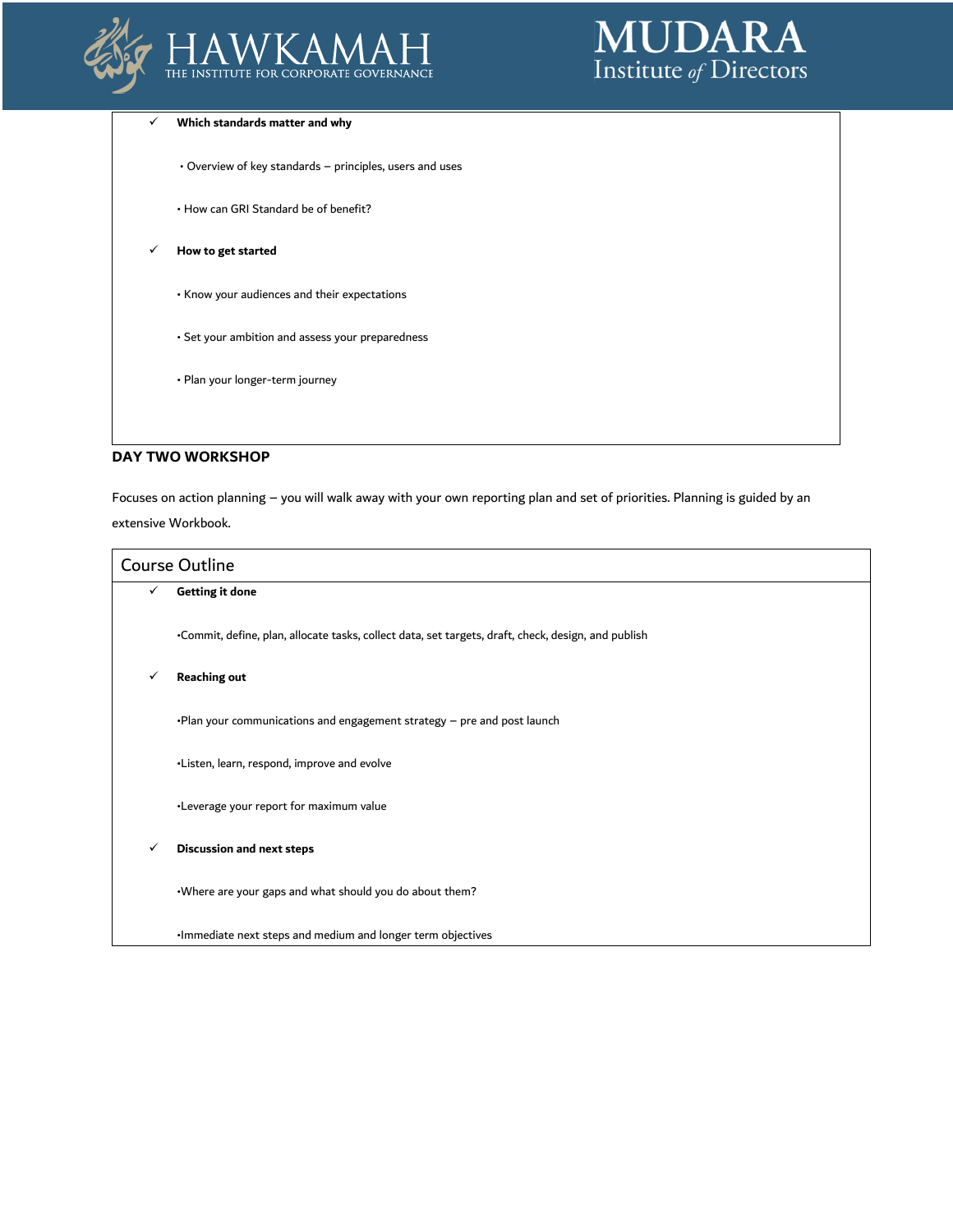- ✓ **Which standards matter and why**
  - • Overview of key standards – principles, users and uses
  - • How can GRI Standard be of benefit?
- ✓ **How to get started**
  - • Know your audiences and their expectations
  - • Set your ambition and assess your preparedness
  - • Plan your longer-term journey

**DAY TWO WORKSHOP**

Focuses on action planning – you will walk away with your own reporting plan and set of priorities. Planning is guided by an extensive Workbook.

## Course Outline

- ✓ **Getting it done**
  - •Commit, define, plan, allocate tasks, collect data, set targets, draft, check, design, and publish
- ✓ **Reaching out**
  - •Plan your communications and engagement strategy – pre and post launch
  - •Listen, learn, respond, improve and evolve
  - •Leverage your report for maximum value
- ✓ **Discussion and next steps**
  - •Where are your gaps and what should you do about them?
  - •Immediate next steps and medium and longer term objectives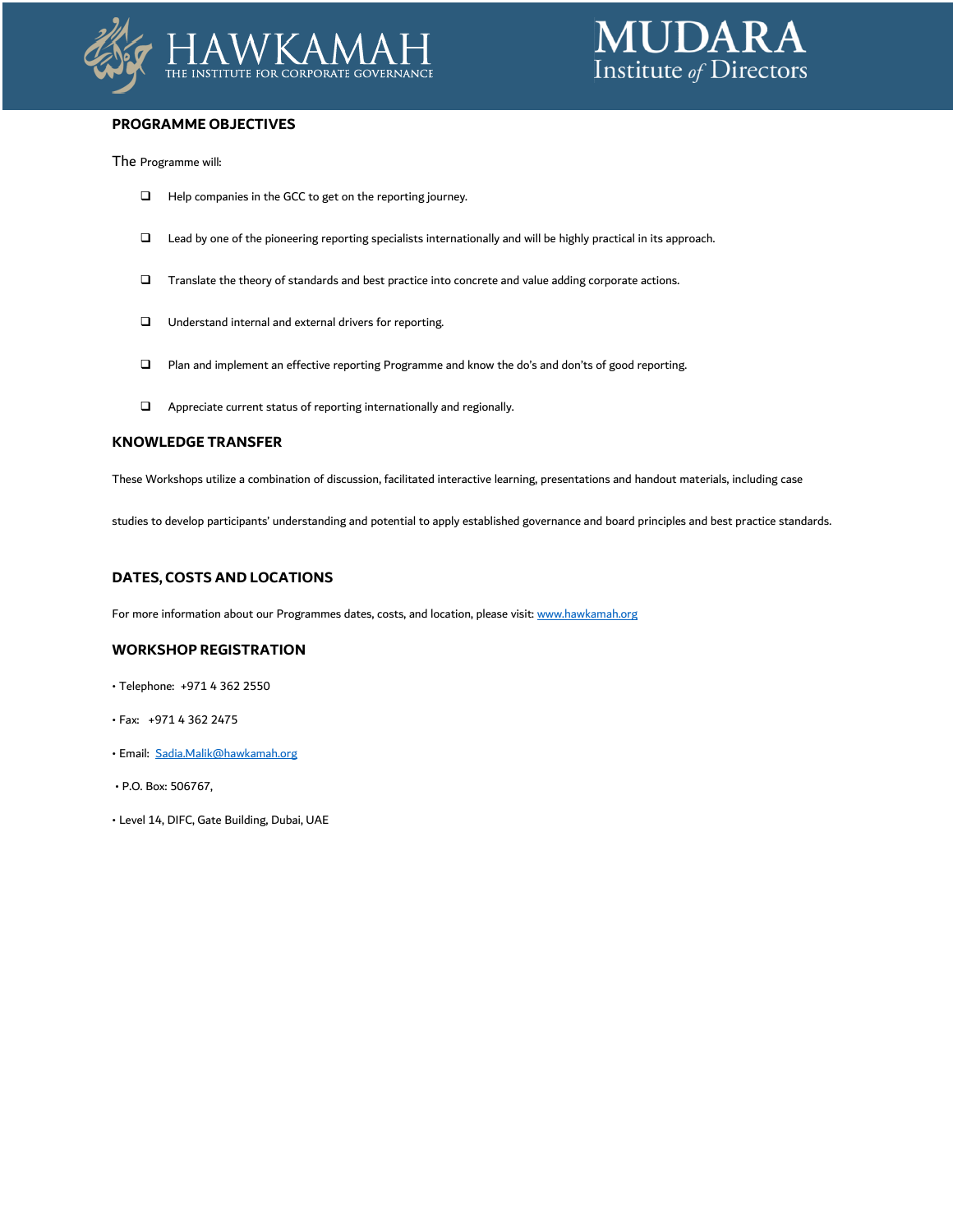## PROGRAMME OBJECTIVES

The Programme will:

- Help companies in the GCC to get on the reporting journey.
- Lead by one of the pioneering reporting specialists internationally and will be highly practical in its approach.
- Translate the theory of standards and best practice into concrete and value adding corporate actions.
- Understand internal and external drivers for reporting.
- Plan and implement an effective reporting Programme and know the do's and don'ts of good reporting.
- Appreciate current status of reporting internationally and regionally.

## KNOWLEDGE TRANSFER

These Workshops utilize a combination of discussion, facilitated interactive learning, presentations and handout materials, including case studies to develop participants' understanding and potential to apply established governance and board principles and best practice standards.

## DATES, COSTS AND LOCATIONS

For more information about our Programmes dates, costs, and location, please visit: www.hawkamah.org

## WORKSHOP REGISTRATION

- Telephone: +971 4 362 2550
- Fax: +971 4 362 2475
- Email: Sadia.Malik@hawkamah.org
- P.O. Box: 506767,
- Level 14, DIFC, Gate Building, Dubai, UAE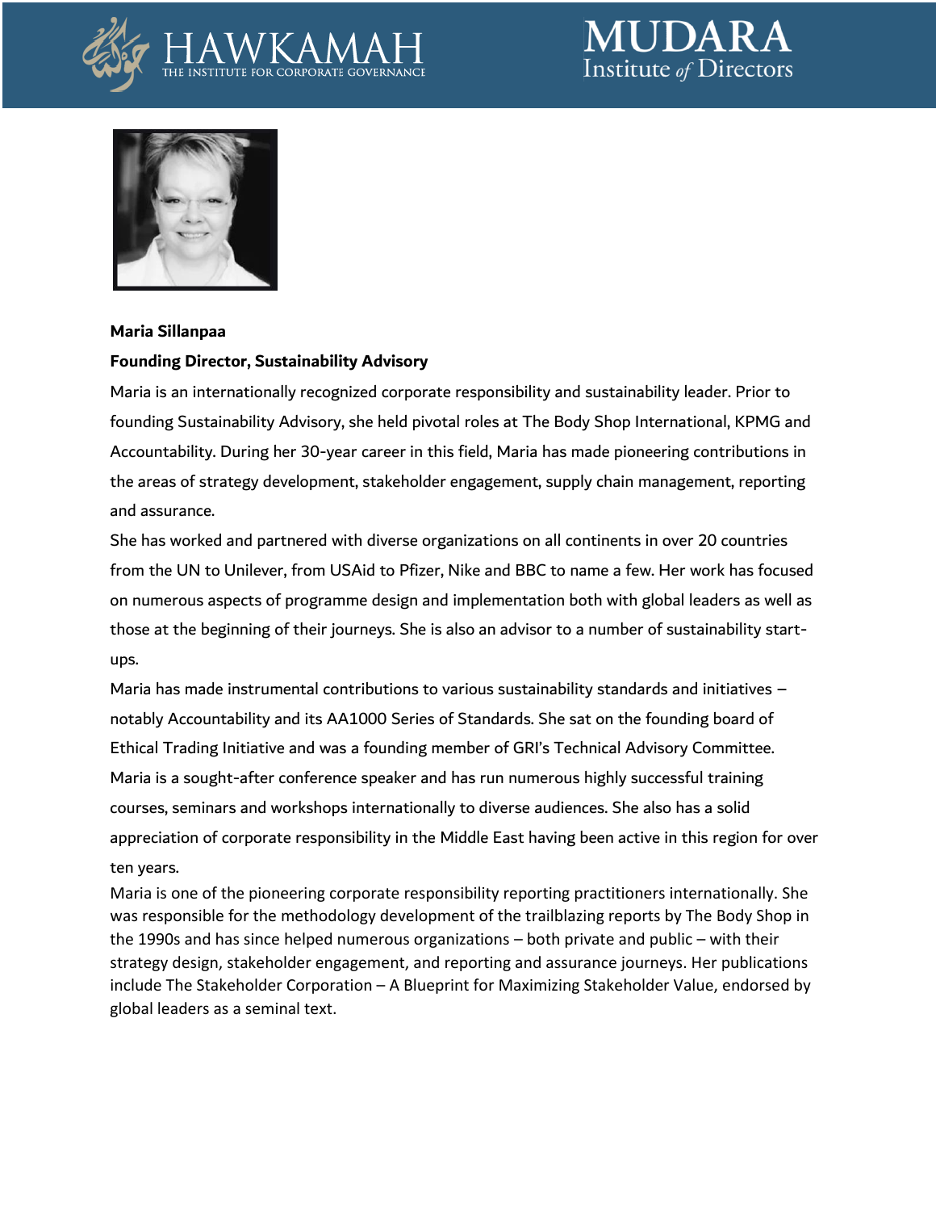**Maria Sillanpaa**

**Founding Director, Sustainability Advisory**

Maria is an internationally recognized corporate responsibility and sustainability leader. Prior to founding Sustainability Advisory, she held pivotal roles at The Body Shop International, KPMG and Accountability. During her 30-year career in this field, Maria has made pioneering contributions in the areas of strategy development, stakeholder engagement, supply chain management, reporting and assurance.

She has worked and partnered with diverse organizations on all continents in over 20 countries from the UN to Unilever, from USAid to Pfizer, Nike and BBC to name a few. Her work has focused on numerous aspects of programme design and implementation both with global leaders as well as those at the beginning of their journeys. She is also an advisor to a number of sustainability start-ups.

Maria has made instrumental contributions to various sustainability standards and initiatives – notably Accountability and its AA1000 Series of Standards. She sat on the founding board of Ethical Trading Initiative and was a founding member of GRI's Technical Advisory Committee.

Maria is a sought-after conference speaker and has run numerous highly successful training courses, seminars and workshops internationally to diverse audiences. She also has a solid appreciation of corporate responsibility in the Middle East having been active in this region for over ten years.

Maria is one of the pioneering corporate responsibility reporting practitioners internationally. She was responsible for the methodology development of the trailblazing reports by The Body Shop in the 1990s and has since helped numerous organizations – both private and public – with their strategy design, stakeholder engagement, and reporting and assurance journeys. Her publications include The Stakeholder Corporation – A Blueprint for Maximizing Stakeholder Value, endorsed by global leaders as a seminal text.